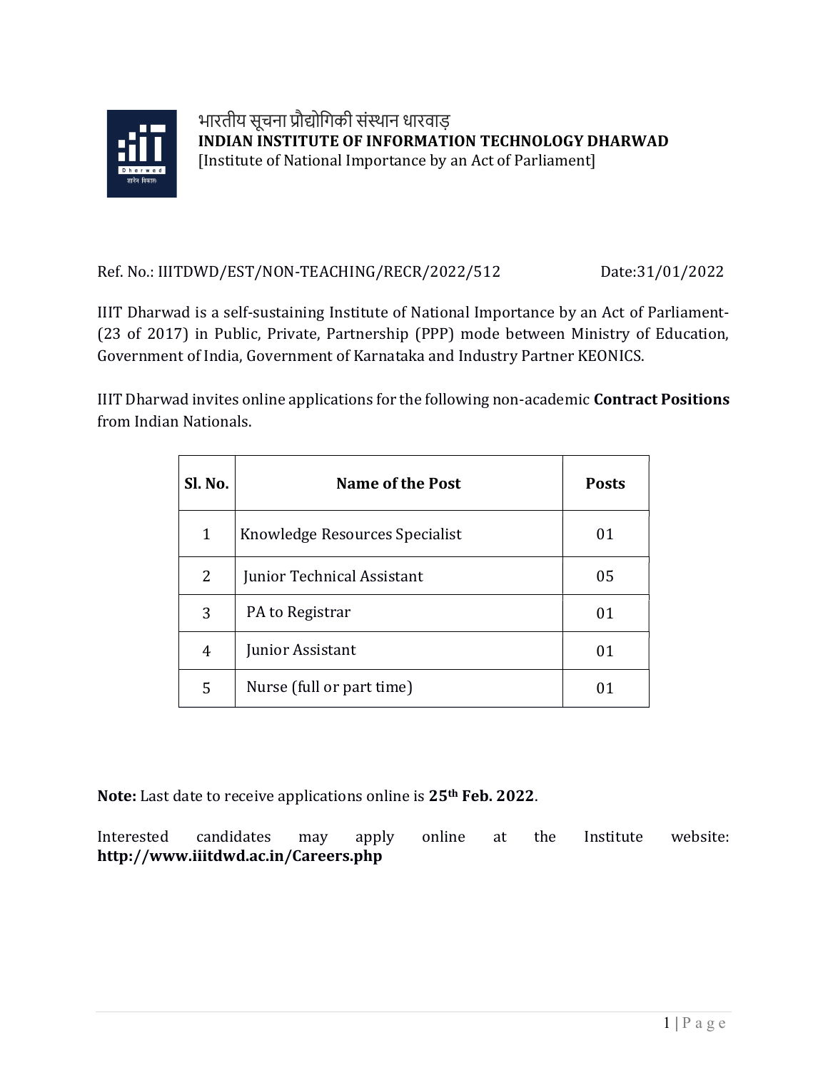भारतीय सूचना प्रौद्योगिकी संस्थान धारवाड़

# INDIAN INSTITUTE OF INFORMATION TECHNOLOGY DHARWAD

[Institute of National Importance by an Act of Parliament]

Ref. No.: IIITDWD/EST/NON-TEACHING/RECR/2022/512 Date:31/01/2022

IIIT Dharwad is a self-sustaining Institute of National Importance by an Act of Parliament- (23 of 2017) in Public, Private, Partnership (PPP) mode between Ministry of Education, Government of India, Government of Karnataka and Industry Partner KEONICS.

IIIT Dharwad invites online applications for the following non-academic **Contract Positions** from Indian Nationals.

| Sl. No. | Name of the Post | Posts |
|---|---|---|
| 1 | Knowledge Resources Specialist | 01 |
| 2 | Junior Technical Assistant | 05 |
| 3 | PA to Registrar | 01 |
| 4 | Junior Assistant | 01 |
| 5 | Nurse (full or part time) | 01 |

**Note:** Last date to receive applications online is **25th Feb. 2022**.

Interested candidates may apply online at the Institute website: **http://www.iiitdwd.ac.in/Careers.php**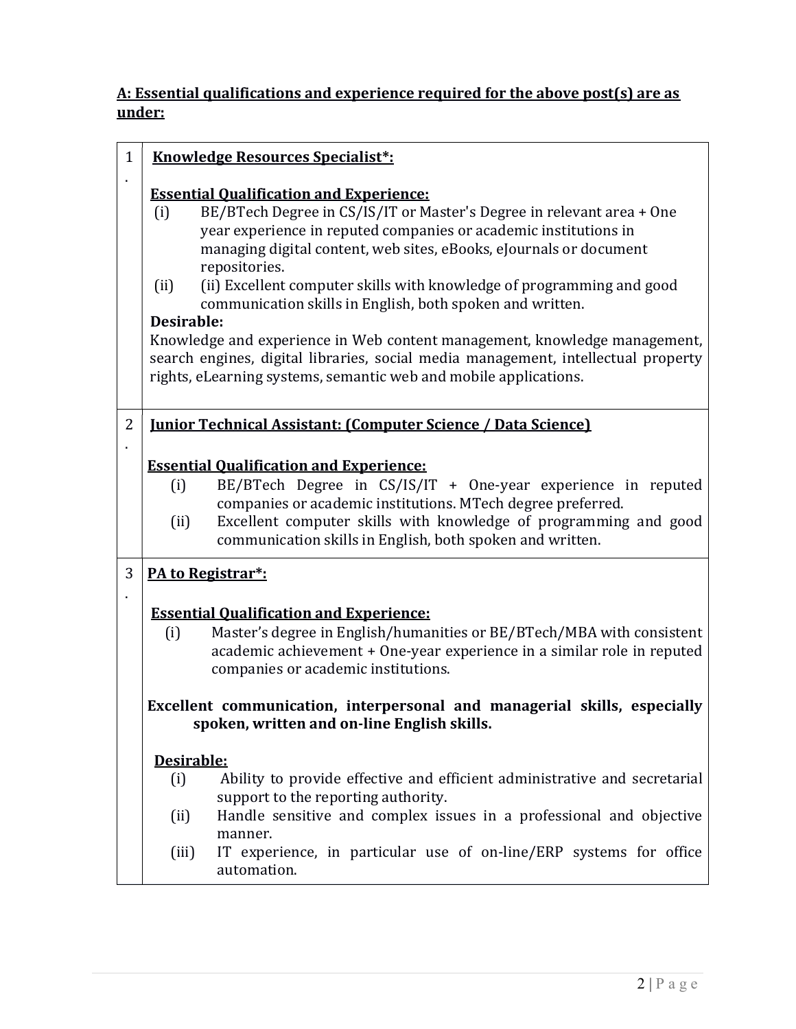## A: Essential qualifications and experience required for the above post(s) are as under:

| | |
|---|---|
| 1. | **Knowledge Resources Specialist*:**<br><br>**Essential Qualification and Experience:**<br>(i) BE/BTech Degree in CS/IS/IT or Master's Degree in relevant area + One year experience in reputed companies or academic institutions in managing digital content, web sites, eBooks, eJournals or document repositories.<br>(ii) (ii) Excellent computer skills with knowledge of programming and good communication skills in English, both spoken and written.<br>**Desirable:**<br>Knowledge and experience in Web content management, knowledge management, search engines, digital libraries, social media management, intellectual property rights, eLearning systems, semantic web and mobile applications. |
| 2. | **Junior Technical Assistant: (Computer Science / Data Science)**<br><br>**Essential Qualification and Experience:**<br>(i) BE/BTech Degree in CS/IS/IT + One-year experience in reputed companies or academic institutions. MTech degree preferred.<br>(ii) Excellent computer skills with knowledge of programming and good communication skills in English, both spoken and written. |
| 3. | **PA to Registrar*:**<br><br>**Essential Qualification and Experience:**<br>(i) Master's degree in English/humanities or BE/BTech/MBA with consistent academic achievement + One-year experience in a similar role in reputed companies or academic institutions.<br><br>**Excellent communication, interpersonal and managerial skills, especially spoken, written and on-line English skills.**<br><br>**Desirable:**<br>(i) Ability to provide effective and efficient administrative and secretarial support to the reporting authority.<br>(ii) Handle sensitive and complex issues in a professional and objective manner.<br>(iii) IT experience, in particular use of on-line/ERP systems for office automation. |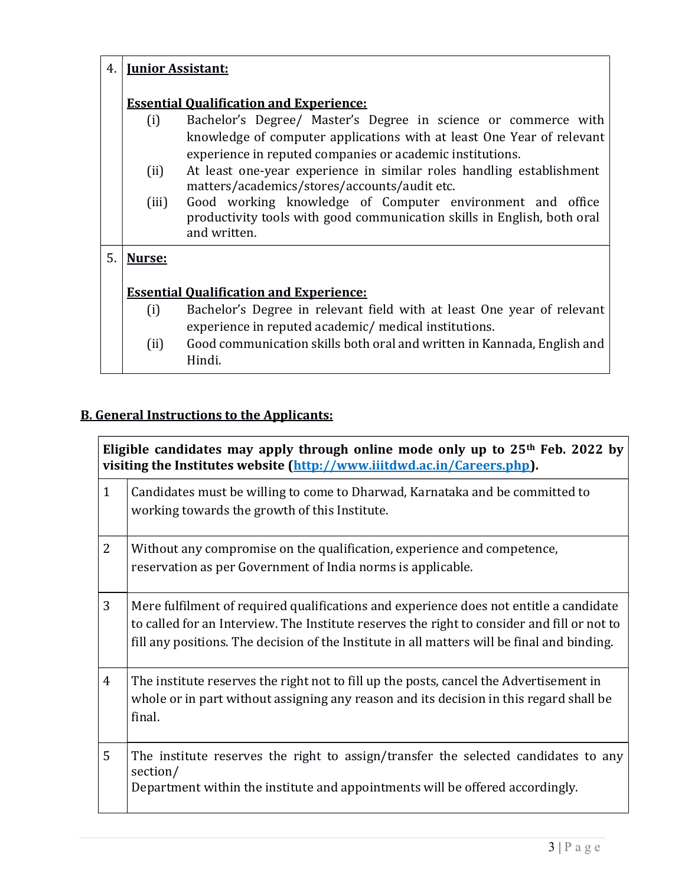| | |
|---|---|
| 4. | **Junior Assistant:**<br><br>**Essential Qualification and Experience:**<br>(i) Bachelor's Degree/ Master's Degree in science or commerce with knowledge of computer applications with at least One Year of relevant experience in reputed companies or academic institutions.<br>(ii) At least one-year experience in similar roles handling establishment matters/academics/stores/accounts/audit etc.<br>(iii) Good working knowledge of Computer environment and office productivity tools with good communication skills in English, both oral and written. |
| 5. | **Nurse:**<br><br>**Essential Qualification and Experience:**<br>(i) Bachelor's Degree in relevant field with at least One year of relevant experience in reputed academic/ medical institutions.<br>(ii) Good communication skills both oral and written in Kannada, English and Hindi. |

## B. General Instructions to the Applicants:

| **Eligible candidates may apply through online mode only up to 25th Feb. 2022 by visiting the Institutes website ([http://www.iiitdwd.ac.in/Careers.php](http://www.iiitdwd.ac.in/Careers.php)).** | |
|---|---|
| 1 | Candidates must be willing to come to Dharwad, Karnataka and be committed to working towards the growth of this Institute. |
| 2 | Without any compromise on the qualification, experience and competence, reservation as per Government of India norms is applicable. |
| 3 | Mere fulfilment of required qualifications and experience does not entitle a candidate to called for an Interview. The Institute reserves the right to consider and fill or not to fill any positions. The decision of the Institute in all matters will be final and binding. |
| 4 | The institute reserves the right not to fill up the posts, cancel the Advertisement in whole or in part without assigning any reason and its decision in this regard shall be final. |
| 5 | The institute reserves the right to assign/transfer the selected candidates to any section/ Department within the institute and appointments will be offered accordingly. |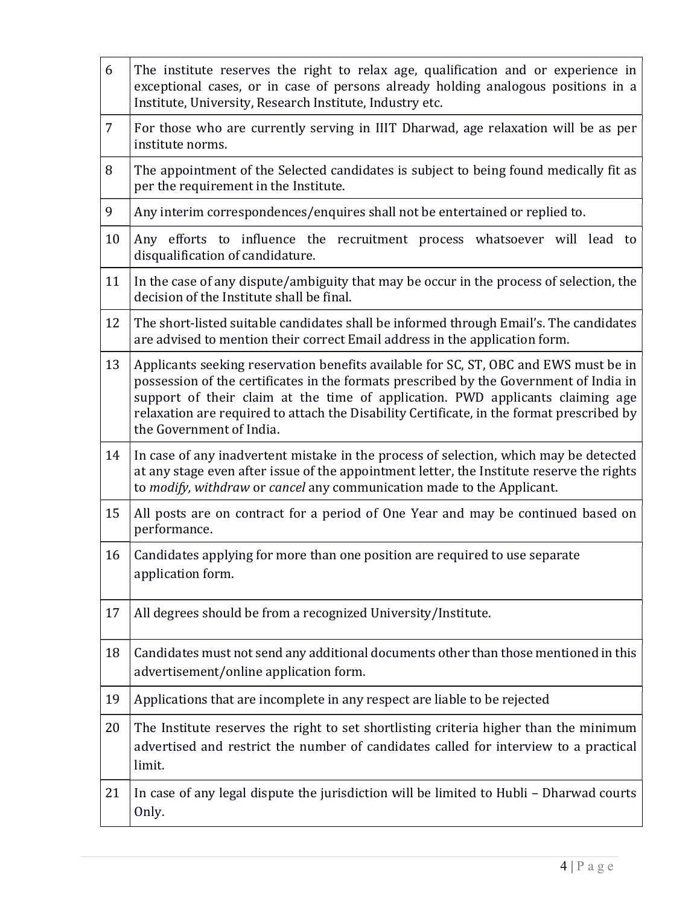| | |
|---|---|
| 6 | The institute reserves the right to relax age, qualification and or experience in exceptional cases, or in case of persons already holding analogous positions in a Institute, University, Research Institute, Industry etc. |
| 7 | For those who are currently serving in IIIT Dharwad, age relaxation will be as per institute norms. |
| 8 | The appointment of the Selected candidates is subject to being found medically fit as per the requirement in the Institute. |
| 9 | Any interim correspondences/enquires shall not be entertained or replied to. |
| 10 | Any efforts to influence the recruitment process whatsoever will lead to disqualification of candidature. |
| 11 | In the case of any dispute/ambiguity that may be occur in the process of selection, the decision of the Institute shall be final. |
| 12 | The short-listed suitable candidates shall be informed through Email's. The candidates are advised to mention their correct Email address in the application form. |
| 13 | Applicants seeking reservation benefits available for SC, ST, OBC and EWS must be in possession of the certificates in the formats prescribed by the Government of India in support of their claim at the time of application. PWD applicants claiming age relaxation are required to attach the Disability Certificate, in the format prescribed by the Government of India. |
| 14 | In case of any inadvertent mistake in the process of selection, which may be detected at any stage even after issue of the appointment letter, the Institute reserve the rights to *modify, withdraw* or *cancel* any communication made to the Applicant. |
| 15 | All posts are on contract for a period of One Year and may be continued based on performance. |
| 16 | Candidates applying for more than one position are required to use separate application form. |
| 17 | All degrees should be from a recognized University/Institute. |
| 18 | Candidates must not send any additional documents other than those mentioned in this advertisement/online application form. |
| 19 | Applications that are incomplete in any respect are liable to be rejected |
| 20 | The Institute reserves the right to set shortlisting criteria higher than the minimum advertised and restrict the number of candidates called for interview to a practical limit. |
| 21 | In case of any legal dispute the jurisdiction will be limited to Hubli – Dharwad courts Only. |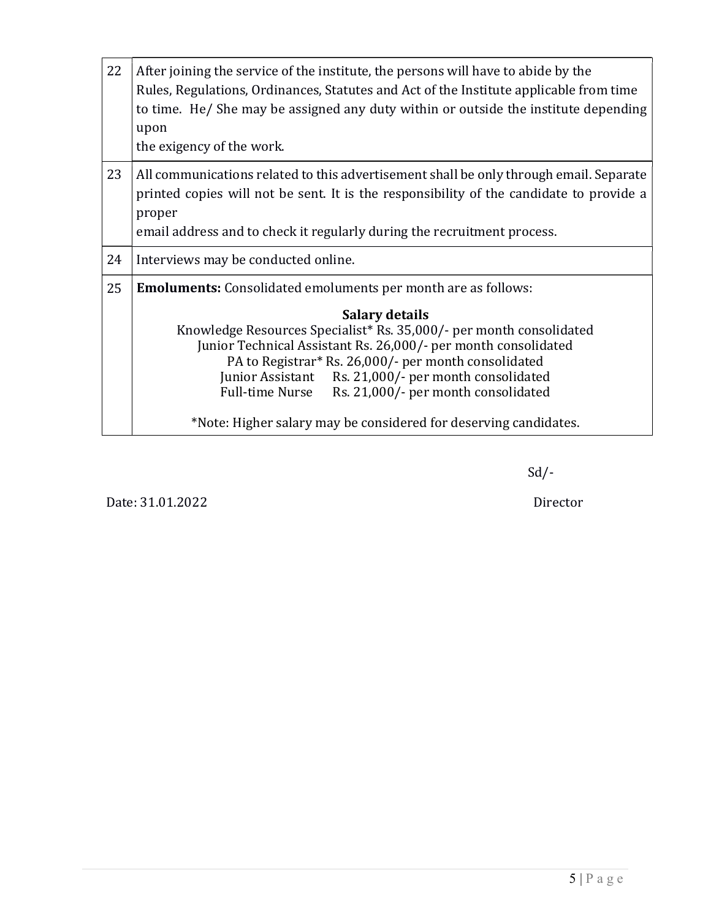| | |
|---|---|
| 22 | After joining the service of the institute, the persons will have to abide by the Rules, Regulations, Ordinances, Statutes and Act of the Institute applicable from time to time. He/ She may be assigned any duty within or outside the institute depending upon the exigency of the work. |
| 23 | All communications related to this advertisement shall be only through email. Separate printed copies will not be sent. It is the responsibility of the candidate to provide a proper email address and to check it regularly during the recruitment process. |
| 24 | Interviews may be conducted online. |
| 25 | **Emoluments:** Consolidated emoluments per month are as follows:<br><br>**Salary details**<br>Knowledge Resources Specialist* Rs. 35,000/- per month consolidated<br>Junior Technical Assistant Rs. 26,000/- per month consolidated<br>PA to Registrar* Rs. 26,000/- per month consolidated<br>Junior Assistant Rs. 21,000/- per month consolidated<br>Full-time Nurse Rs. 21,000/- per month consolidated<br><br>*Note: Higher salary may be considered for deserving candidates. |

Sd/-

Date: 31.01.2022

Director